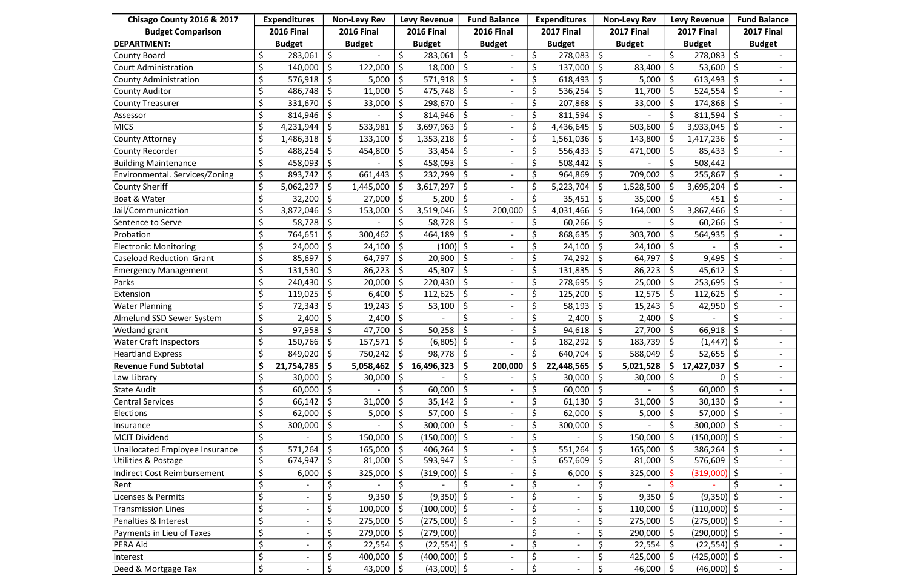| Chisago County 2016 & 2017 Budget Comparison | Expenditures 2016 Final Budget | Non-Levy Rev 2016 Final Budget | Levy Revenue 2016 Final Budget | Fund Balance 2016 Final Budget | Expenditures 2017 Final Budget | Non-Levy Rev 2017 Final Budget | Levy Revenue 2017 Final Budget | Fund Balance 2017 Final Budget |
|---|---|---|---|---|---|---|---|---|
| **DEPARTMENT:** | | | | | | | | |
| County Board | $ 283,061 | $ - | $ 283,061 | $ - | $ 278,083 | $ - | $ 278,083 | $ - |
| Court Administration | $ 140,000 | $ 122,000 | $ 18,000 | $ - | $ 137,000 | $ 83,400 | $ 53,600 | $ - |
| County Administration | $ 576,918 | $ 5,000 | $ 571,918 | $ - | $ 618,493 | $ 5,000 | $ 613,493 | $ - |
| County Auditor | $ 486,748 | $ 11,000 | $ 475,748 | $ - | $ 536,254 | $ 11,700 | $ 524,554 | $ - |
| County Treasurer | $ 331,670 | $ 33,000 | $ 298,670 | $ - | $ 207,868 | $ 33,000 | $ 174,868 | $ - |
| Assessor | $ 814,946 | $ - | $ 814,946 | $ - | $ 811,594 | $ - | $ 811,594 | $ - |
| MICS | $ 4,231,944 | $ 533,981 | $ 3,697,963 | $ - | $ 4,436,645 | $ 503,600 | $ 3,933,045 | $ - |
| County Attorney | $ 1,486,318 | $ 133,100 | $ 1,353,218 | $ - | $ 1,561,036 | $ 143,800 | $ 1,417,236 | $ - |
| County Recorder | $ 488,254 | $ 454,800 | $ 33,454 | $ - | $ 556,433 | $ 471,000 | $ 85,433 | $ - |
| Building Maintenance | $ 458,093 | $ - | $ 458,093 | $ - | $ 508,442 | $ - | $ 508,442 | |
| Environmental. Services/Zoning | $ 893,742 | $ 661,443 | $ 232,299 | $ - | $ 964,869 | $ 709,002 | $ 255,867 | $ - |
| County Sheriff | $ 5,062,297 | $ 1,445,000 | $ 3,617,297 | $ - | $ 5,223,704 | $ 1,528,500 | $ 3,695,204 | $ - |
| Boat & Water | $ 32,200 | $ 27,000 | $ 5,200 | $ - | $ 35,451 | $ 35,000 | $ 451 | $ - |
| Jail/Communication | $ 3,872,046 | $ 153,000 | $ 3,519,046 | $ 200,000 | $ 4,031,466 | $ 164,000 | $ 3,867,466 | $ - |
| Sentence to Serve | $ 58,728 | $ - | $ 58,728 | $ - | $ 60,266 | $ - | $ 60,266 | $ - |
| Probation | $ 764,651 | $ 300,462 | $ 464,189 | $ - | $ 868,635 | $ 303,700 | $ 564,935 | $ - |
| Electronic Monitoring | $ 24,000 | $ 24,100 | $ (100) | $ - | $ 24,100 | $ 24,100 | $ - | $ - |
| Caseload Reduction Grant | $ 85,697 | $ 64,797 | $ 20,900 | $ - | $ 74,292 | $ 64,797 | $ 9,495 | $ - |
| Emergency Management | $ 131,530 | $ 86,223 | $ 45,307 | $ - | $ 131,835 | $ 86,223 | $ 45,612 | $ - |
| Parks | $ 240,430 | $ 20,000 | $ 220,430 | $ - | $ 278,695 | $ 25,000 | $ 253,695 | $ - |
| Extension | $ 119,025 | $ 6,400 | $ 112,625 | $ - | $ 125,200 | $ 12,575 | $ 112,625 | $ - |
| Water Planning | $ 72,343 | $ 19,243 | $ 53,100 | $ - | $ 58,193 | $ 15,243 | $ 42,950 | $ - |
| Almelund SSD Sewer System | $ 2,400 | $ 2,400 | $ - | $ - | $ 2,400 | $ 2,400 | $ - | $ - |
| Wetland grant | $ 97,958 | $ 47,700 | $ 50,258 | $ - | $ 94,618 | $ 27,700 | $ 66,918 | $ - |
| Water Craft Inspectors | $ 150,766 | $ 157,571 | $ (6,805) | $ - | $ 182,292 | $ 183,739 | $ (1,447) | $ - |
| Heartland Express | $ 849,020 | $ 750,242 | $ 98,778 | $ - | $ 640,704 | $ 588,049 | $ 52,655 | $ - |
| **Revenue Fund Subtotal** | **$ 21,754,785** | **$ 5,058,462** | **$ 16,496,323** | **$ 200,000** | **$ 22,448,565** | **$ 5,021,528** | **$ 17,427,037** | **$ -** |
| Law Library | $ 30,000 | $ 30,000 | $ - | $ - | $ 30,000 | $ 30,000 | $ 0 | $ - |
| State Audit | $ 60,000 | $ - | $ 60,000 | $ - | $ 60,000 | $ - | $ 60,000 | $ - |
| Central Services | $ 66,142 | $ 31,000 | $ 35,142 | $ - | $ 61,130 | $ 31,000 | $ 30,130 | $ - |
| Elections | $ 62,000 | $ 5,000 | $ 57,000 | $ - | $ 62,000 | $ 5,000 | $ 57,000 | $ - |
| Insurance | $ 300,000 | $ - | $ 300,000 | $ - | $ 300,000 | $ - | $ 300,000 | $ - |
| MCIT Dividend | $ - | $ 150,000 | $ (150,000) | $ - | $ - | $ 150,000 | $ (150,000) | $ - |
| Unallocated Employee Insurance | $ 571,264 | $ 165,000 | $ 406,264 | $ - | $ 551,264 | $ 165,000 | $ 386,264 | $ - |
| Utilities & Postage | $ 674,947 | $ 81,000 | $ 593,947 | $ - | $ 657,609 | $ 81,000 | $ 576,609 | $ - |
| Indirect Cost Reimbursement | $ 6,000 | $ 325,000 | $ (319,000) | $ - | $ 6,000 | $ 325,000 | $ (319,000) | $ - |
| Rent | $ - | $ - | $ - | $ - | $ - | $ - | $ - | $ - |
| Licenses & Permits | $ - | $ 9,350 | $ (9,350) | $ - | $ - | $ 9,350 | $ (9,350) | $ - |
| Transmission Lines | $ - | $ 100,000 | $ (100,000) | $ - | $ - | $ 110,000 | $ (110,000) | $ - |
| Penalties & Interest | $ - | $ 275,000 | $ (275,000) | $ - | $ - | $ 275,000 | $ (275,000) | $ - |
| Payments in Lieu of Taxes | $ - | $ 279,000 | $ (279,000) | | $ - | $ 290,000 | $ (290,000) | $ - |
| PERA Aid | $ - | $ 22,554 | $ (22,554) | $ - | $ - | $ 22,554 | $ (22,554) | $ - |
| Interest | $ - | $ 400,000 | $ (400,000) | $ - | $ - | $ 425,000 | $ (425,000) | $ - |
| Deed & Mortgage Tax | $ - | $ 43,000 | $ (43,000) | $ - | $ - | $ 46,000 | $ (46,000) | $ - |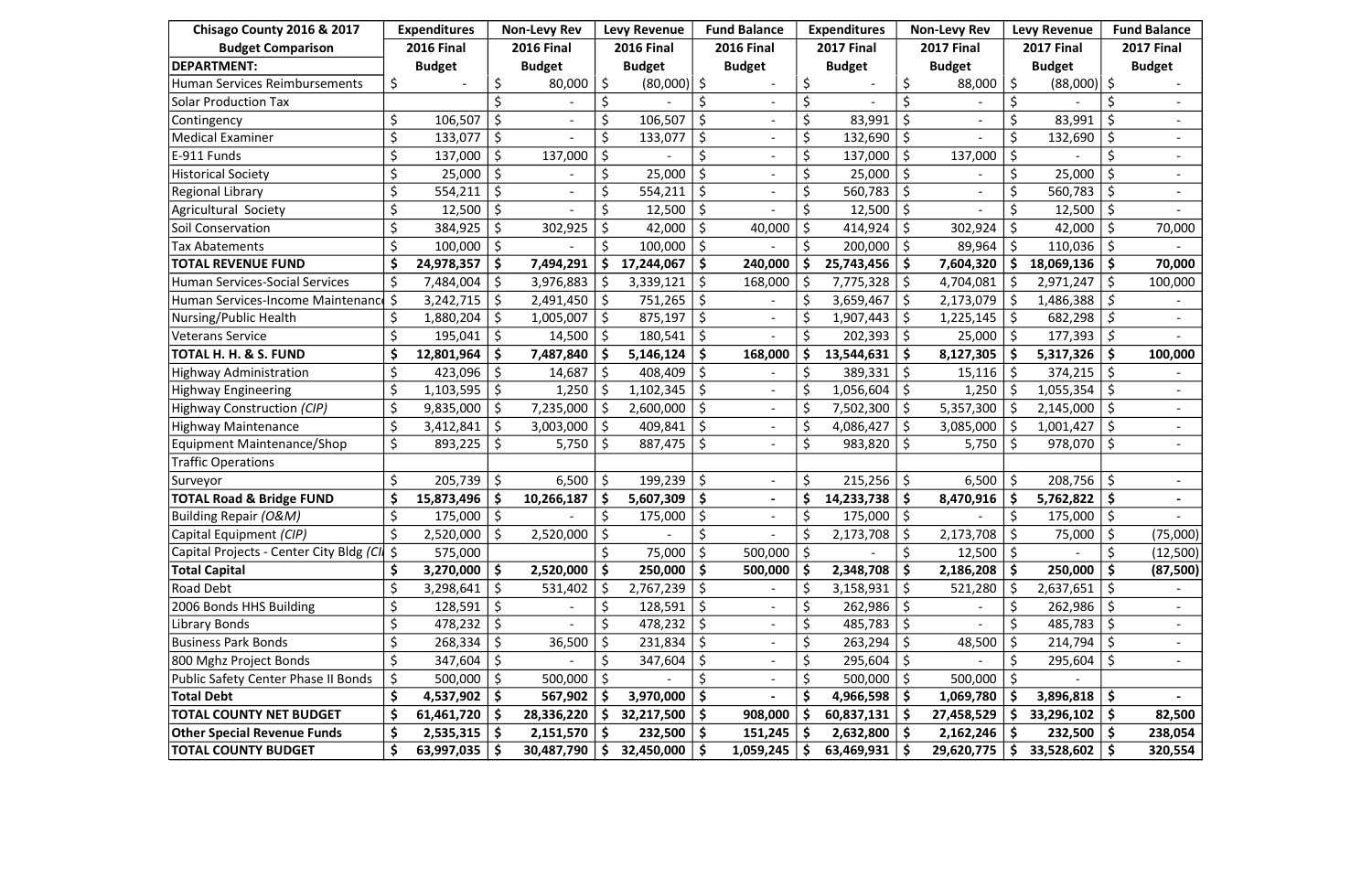| Chisago County 2016 & 2017 Budget Comparison | Expenditures 2016 Final Budget | Non-Levy Rev 2016 Final Budget | Levy Revenue 2016 Final Budget | Fund Balance 2016 Final Budget | Expenditures 2017 Final Budget | Non-Levy Rev 2017 Final Budget | Levy Revenue 2017 Final Budget | Fund Balance 2017 Final Budget |
|---|---|---|---|---|---|---|---|---|
| **DEPARTMENT:** | | | | | | | | |
| Human Services Reimbursements | $ - | $ 80,000 | $ (80,000) | $ - | $ - | $ 88,000 | $ (88,000) | $ - |
| Solar Production Tax | | $ - | $ - | $ - | $ - | $ - | $ - | $ - |
| Contingency | $ 106,507 | $ - | $ 106,507 | $ - | $ 83,991 | $ - | $ 83,991 | $ - |
| Medical Examiner | $ 133,077 | $ - | $ 133,077 | $ - | $ 132,690 | $ - | $ 132,690 | $ - |
| E-911 Funds | $ 137,000 | $ 137,000 | $ - | $ - | $ 137,000 | $ 137,000 | $ - | $ - |
| Historical Society | $ 25,000 | $ - | $ 25,000 | $ - | $ 25,000 | $ - | $ 25,000 | $ - |
| Regional Library | $ 554,211 | $ - | $ 554,211 | $ - | $ 560,783 | $ - | $ 560,783 | $ - |
| Agricultural Society | $ 12,500 | $ - | $ 12,500 | $ - | $ 12,500 | $ - | $ 12,500 | $ - |
| Soil Conservation | $ 384,925 | $ 302,925 | $ 42,000 | $ 40,000 | $ 414,924 | $ 302,924 | $ 42,000 | $ 70,000 |
| Tax Abatements | $ 100,000 | $ - | $ 100,000 | $ - | $ 200,000 | $ 89,964 | $ 110,036 | $ - |
| **TOTAL REVENUE FUND** | **$ 24,978,357** | **$ 7,494,291** | **$ 17,244,067** | **$ 240,000** | **$ 25,743,456** | **$ 7,604,320** | **$ 18,069,136** | **$ 70,000** |
| Human Services-Social Services | $ 7,484,004 | $ 3,976,883 | $ 3,339,121 | $ 168,000 | $ 7,775,328 | $ 4,704,081 | $ 2,971,247 | $ 100,000 |
| Human Services-Income Maintenance | $ 3,242,715 | $ 2,491,450 | $ 751,265 | $ - | $ 3,659,467 | $ 2,173,079 | $ 1,486,388 | $ - |
| Nursing/Public Health | $ 1,880,204 | $ 1,005,007 | $ 875,197 | $ - | $ 1,907,443 | $ 1,225,145 | $ 682,298 | $ - |
| Veterans Service | $ 195,041 | $ 14,500 | $ 180,541 | $ - | $ 202,393 | $ 25,000 | $ 177,393 | $ - |
| **TOTAL H. H. & S. FUND** | **$ 12,801,964** | **$ 7,487,840** | **$ 5,146,124** | **$ 168,000** | **$ 13,544,631** | **$ 8,127,305** | **$ 5,317,326** | **$ 100,000** |
| Highway Administration | $ 423,096 | $ 14,687 | $ 408,409 | $ - | $ 389,331 | $ 15,116 | $ 374,215 | $ - |
| Highway Engineering | $ 1,103,595 | $ 1,250 | $ 1,102,345 | $ - | $ 1,056,604 | $ 1,250 | $ 1,055,354 | $ - |
| Highway Construction *(CIP)* | $ 9,835,000 | $ 7,235,000 | $ 2,600,000 | $ - | $ 7,502,300 | $ 5,357,300 | $ 2,145,000 | $ - |
| Highway Maintenance | $ 3,412,841 | $ 3,003,000 | $ 409,841 | $ - | $ 4,086,427 | $ 3,085,000 | $ 1,001,427 | $ - |
| Equipment Maintenance/Shop | $ 893,225 | $ 5,750 | $ 887,475 | $ - | $ 983,820 | $ 5,750 | $ 978,070 | $ - |
| Traffic Operations | | | | | | | | |
| Surveyor | $ 205,739 | $ 6,500 | $ 199,239 | $ - | $ 215,256 | $ 6,500 | $ 208,756 | $ - |
| **TOTAL Road & Bridge FUND** | **$ 15,873,496** | **$ 10,266,187** | **$ 5,607,309** | **$ -** | **$ 14,233,738** | **$ 8,470,916** | **$ 5,762,822** | **$ -** |
| Building Repair *(O&M)* | $ 175,000 | $ - | $ 175,000 | $ - | $ 175,000 | $ - | $ 175,000 | $ - |
| Capital Equipment *(CIP)* | $ 2,520,000 | $ 2,520,000 | $ - | $ - | $ 2,173,708 | $ 2,173,708 | $ 75,000 | $ (75,000) |
| Capital Projects - Center City Bldg (CI | $ 575,000 | | $ 75,000 | $ 500,000 | $ - | $ 12,500 | $ - | $ (12,500) |
| **Total Capital** | **$ 3,270,000** | **$ 2,520,000** | **$ 250,000** | **$ 500,000** | **$ 2,348,708** | **$ 2,186,208** | **$ 250,000** | **$ (87,500)** |
| Road Debt | $ 3,298,641 | $ 531,402 | $ 2,767,239 | $ - | $ 3,158,931 | $ 521,280 | $ 2,637,651 | $ - |
| 2006 Bonds HHS Building | $ 128,591 | $ - | $ 128,591 | $ - | $ 262,986 | $ - | $ 262,986 | $ - |
| Library Bonds | $ 478,232 | $ - | $ 478,232 | $ - | $ 485,783 | $ - | $ 485,783 | $ - |
| Business Park Bonds | $ 268,334 | $ 36,500 | $ 231,834 | $ - | $ 263,294 | $ 48,500 | $ 214,794 | $ - |
| 800 Mghz Project Bonds | $ 347,604 | $ - | $ 347,604 | $ - | $ 295,604 | $ - | $ 295,604 | $ - |
| Public Safety Center Phase II Bonds | $ 500,000 | $ 500,000 | $ - | $ - | $ 500,000 | $ 500,000 | $ - | |
| **Total Debt** | **$ 4,537,902** | **$ 567,902** | **$ 3,970,000** | **$ -** | **$ 4,966,598** | **$ 1,069,780** | **$ 3,896,818** | **$ -** |
| **TOTAL COUNTY NET BUDGET** | **$ 61,461,720** | **$ 28,336,220** | **$ 32,217,500** | **$ 908,000** | **$ 60,837,131** | **$ 27,458,529** | **$ 33,296,102** | **$ 82,500** |
| **Other Special Revenue Funds** | **$ 2,535,315** | **$ 2,151,570** | **$ 232,500** | **$ 151,245** | **$ 2,632,800** | **$ 2,162,246** | **$ 232,500** | **$ 238,054** |
| **TOTAL COUNTY BUDGET** | **$ 63,997,035** | **$ 30,487,790** | **$ 32,450,000** | **$ 1,059,245** | **$ 63,469,931** | **$ 29,620,775** | **$ 33,528,602** | **$ 320,554** |